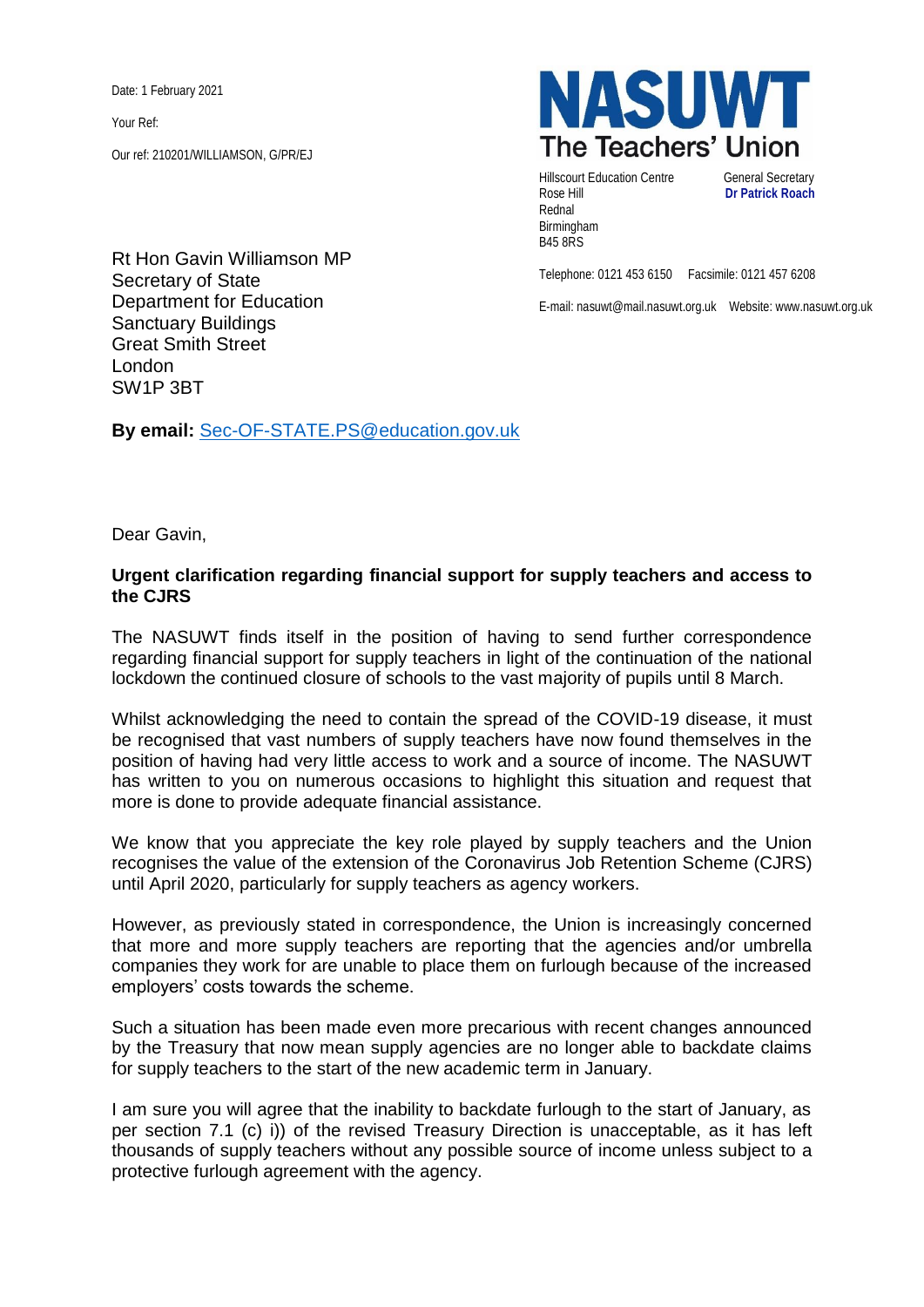Date: 1 February 2021

Your Ref:

Our ref: 210201/WILLIAMSON, G/PR/EJ

**NASUWT**
**The Teachers' Union**

Hillscourt Education Centre
Rose Hill
Rednal
Birmingham
B45 8RS

General Secretary
**Dr Patrick Roach**

Telephone: 0121 453 6150 Facsimile: 0121 457 6208

E-mail: nasuwt@mail.nasuwt.org.uk Website: www.nasuwt.org.uk

Rt Hon Gavin Williamson MP
Secretary of State
Department for Education
Sanctuary Buildings
Great Smith Street
London
SW1P 3BT

**By email:** Sec-OF-STATE.PS@education.gov.uk

Dear Gavin,

**Urgent clarification regarding financial support for supply teachers and access to the CJRS**

The NASUWT finds itself in the position of having to send further correspondence regarding financial support for supply teachers in light of the continuation of the national lockdown the continued closure of schools to the vast majority of pupils until 8 March.

Whilst acknowledging the need to contain the spread of the COVID-19 disease, it must be recognised that vast numbers of supply teachers have now found themselves in the position of having had very little access to work and a source of income. The NASUWT has written to you on numerous occasions to highlight this situation and request that more is done to provide adequate financial assistance.

We know that you appreciate the key role played by supply teachers and the Union recognises the value of the extension of the Coronavirus Job Retention Scheme (CJRS) until April 2020, particularly for supply teachers as agency workers.

However, as previously stated in correspondence, the Union is increasingly concerned that more and more supply teachers are reporting that the agencies and/or umbrella companies they work for are unable to place them on furlough because of the increased employers' costs towards the scheme.

Such a situation has been made even more precarious with recent changes announced by the Treasury that now mean supply agencies are no longer able to backdate claims for supply teachers to the start of the new academic term in January.

I am sure you will agree that the inability to backdate furlough to the start of January, as per section 7.1 (c) i)) of the revised Treasury Direction is unacceptable, as it has left thousands of supply teachers without any possible source of income unless subject to a protective furlough agreement with the agency.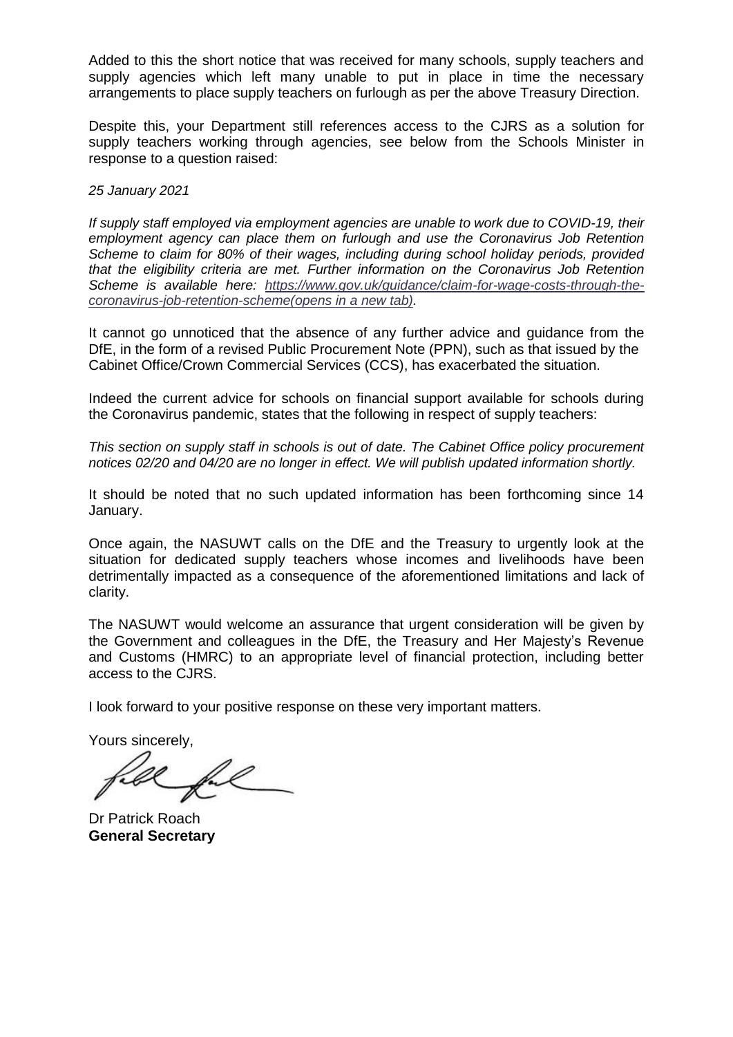Added to this the short notice that was received for many schools, supply teachers and supply agencies which left many unable to put in place in time the necessary arrangements to place supply teachers on furlough as per the above Treasury Direction.

Despite this, your Department still references access to the CJRS as a solution for supply teachers working through agencies, see below from the Schools Minister in response to a question raised:

*25 January 2021*

*If supply staff employed via employment agencies are unable to work due to COVID-19, their employment agency can place them on furlough and use the Coronavirus Job Retention Scheme to claim for 80% of their wages, including during school holiday periods, provided that the eligibility criteria are met. Further information on the Coronavirus Job Retention Scheme is available here: [https://www.gov.uk/guidance/claim-for-wage-costs-through-the-coronavirus-job-retention-scheme(opens in a new tab)](https://www.gov.uk/guidance/claim-for-wage-costs-through-the-coronavirus-job-retention-scheme).*

It cannot go unnoticed that the absence of any further advice and guidance from the DfE, in the form of a revised Public Procurement Note (PPN), such as that issued by the Cabinet Office/Crown Commercial Services (CCS), has exacerbated the situation.

Indeed the current advice for schools on financial support available for schools during the Coronavirus pandemic, states that the following in respect of supply teachers:

*This section on supply staff in schools is out of date. The Cabinet Office policy procurement notices 02/20 and 04/20 are no longer in effect. We will publish updated information shortly.*

It should be noted that no such updated information has been forthcoming since 14 January.

Once again, the NASUWT calls on the DfE and the Treasury to urgently look at the situation for dedicated supply teachers whose incomes and livelihoods have been detrimentally impacted as a consequence of the aforementioned limitations and lack of clarity.

The NASUWT would welcome an assurance that urgent consideration will be given by the Government and colleagues in the DfE, the Treasury and Her Majesty's Revenue and Customs (HMRC) to an appropriate level of financial protection, including better access to the CJRS.

I look forward to your positive response on these very important matters.

Yours sincerely,

Dr Patrick Roach
**General Secretary**